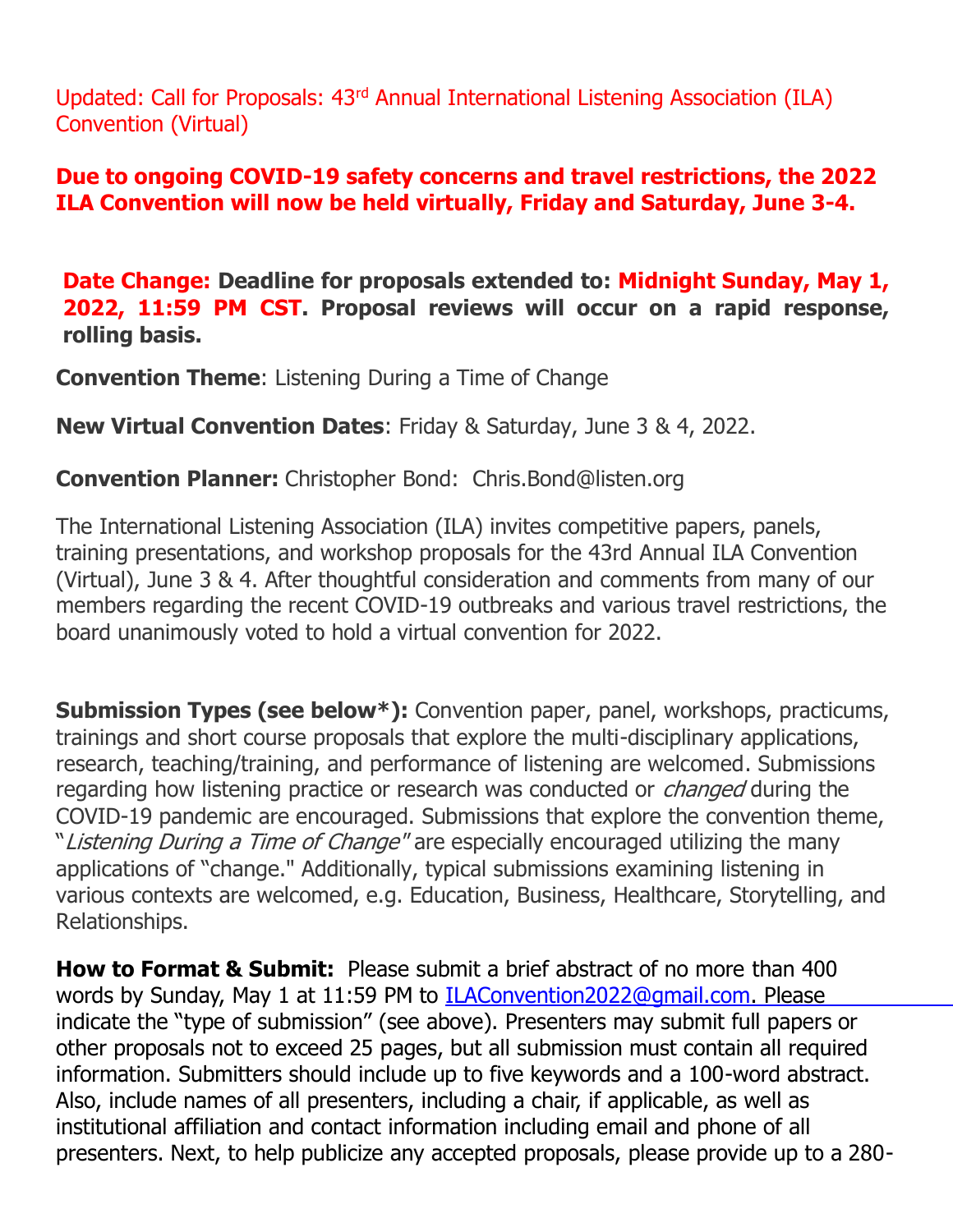Updated: Call for Proposals: 43rd Annual International Listening Association (ILA) Convention (Virtual)

**Due to ongoing COVID-19 safety concerns and travel restrictions, the 2022 ILA Convention will now be held virtually, Friday and Saturday, June 3-4.**

**Date Change: Deadline for proposals extended to: Midnight Sunday, May 1, 2022, 11:59 PM CST. Proposal reviews will occur on a rapid response, rolling basis.**

**Convention Theme**: Listening During a Time of Change

**New Virtual Convention Dates**: Friday & Saturday, June 3 & 4, 2022.

**Convention Planner:** Christopher Bond: Chris.Bond@listen.org

The International Listening Association (ILA) invites competitive papers, panels, training presentations, and workshop proposals for the 43rd Annual ILA Convention (Virtual), June 3 & 4. After thoughtful consideration and comments from many of our members regarding the recent COVID-19 outbreaks and various travel restrictions, the board unanimously voted to hold a virtual convention for 2022.

**Submission Types (see below*):** Convention paper, panel, workshops, practicums, trainings and short course proposals that explore the multi-disciplinary applications, research, teaching/training, and performance of listening are welcomed. Submissions regarding how listening practice or research was conducted or *changed* during the COVID-19 pandemic are encouraged. Submissions that explore the convention theme, "*Listening During a Time of Change*" are especially encouraged utilizing the many applications of "change." Additionally, typical submissions examining listening in various contexts are welcomed, e.g. Education, Business, Healthcare, Storytelling, and Relationships.

**How to Format & Submit:** Please submit a brief abstract of no more than 400 words by Sunday, May 1 at 11:59 PM to ILAConvention2022@gmail.com. Please indicate the "type of submission" (see above). Presenters may submit full papers or other proposals not to exceed 25 pages, but all submission must contain all required information. Submitters should include up to five keywords and a 100-word abstract. Also, include names of all presenters, including a chair, if applicable, as well as institutional affiliation and contact information including email and phone of all presenters. Next, to help publicize any accepted proposals, please provide up to a 280-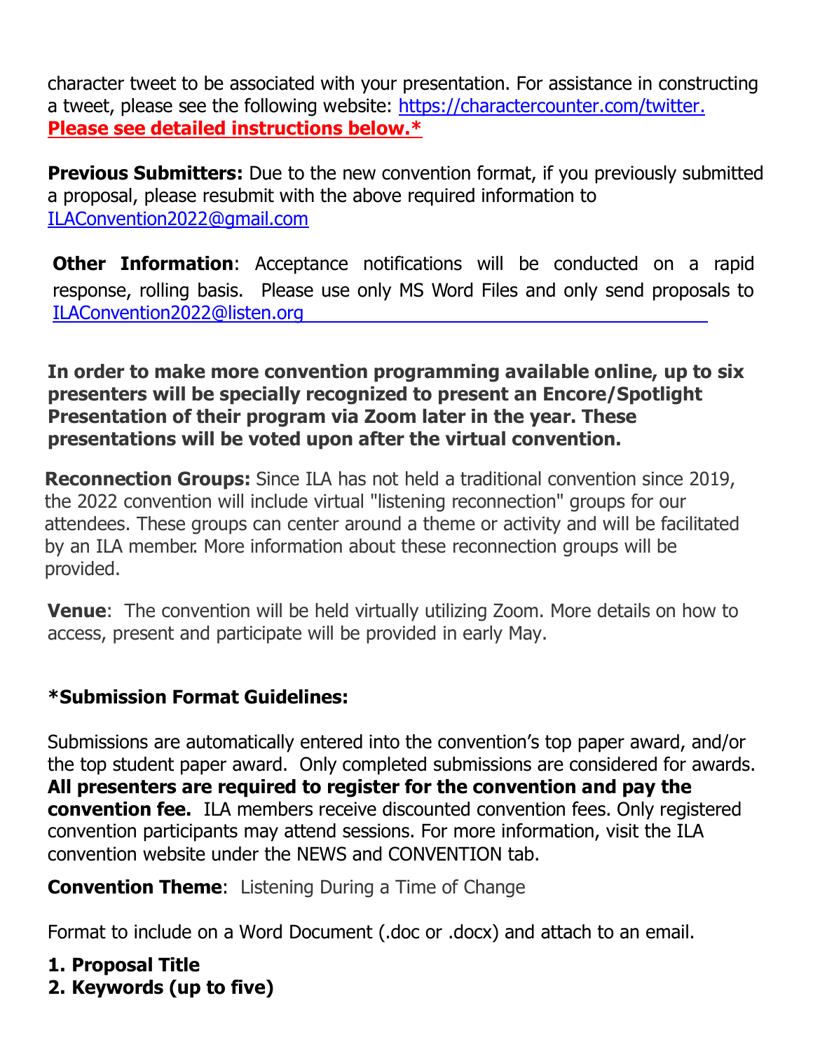character tweet to be associated with your presentation. For assistance in constructing a tweet, please see the following website: https://charactercounter.com/twitter. **Please see detailed instructions below.***

**Previous Submitters:** Due to the new convention format, if you previously submitted a proposal, please resubmit with the above required information to ILAConvention2022@gmail.com

**Other Information**: Acceptance notifications will be conducted on a rapid response, rolling basis. Please use only MS Word Files and only send proposals to ILAConvention2022@listen.org

**In order to make more convention programming available online, up to six presenters will be specially recognized to present an Encore/Spotlight Presentation of their program via Zoom later in the year. These presentations will be voted upon after the virtual convention.**

**Reconnection Groups:** Since ILA has not held a traditional convention since 2019, the 2022 convention will include virtual "listening reconnection" groups for our attendees. These groups can center around a theme or activity and will be facilitated by an ILA member. More information about these reconnection groups will be provided.

**Venue**: The convention will be held virtually utilizing Zoom. More details on how to access, present and participate will be provided in early May.

**\*Submission Format Guidelines:**

Submissions are automatically entered into the convention's top paper award, and/or the top student paper award. Only completed submissions are considered for awards. **All presenters are required to register for the convention and pay the convention fee.** ILA members receive discounted convention fees. Only registered convention participants may attend sessions. For more information, visit the ILA convention website under the NEWS and CONVENTION tab.

**Convention Theme**: Listening During a Time of Change

Format to include on a Word Document (.doc or .docx) and attach to an email.

1. **Proposal Title**
2. **Keywords (up to five)**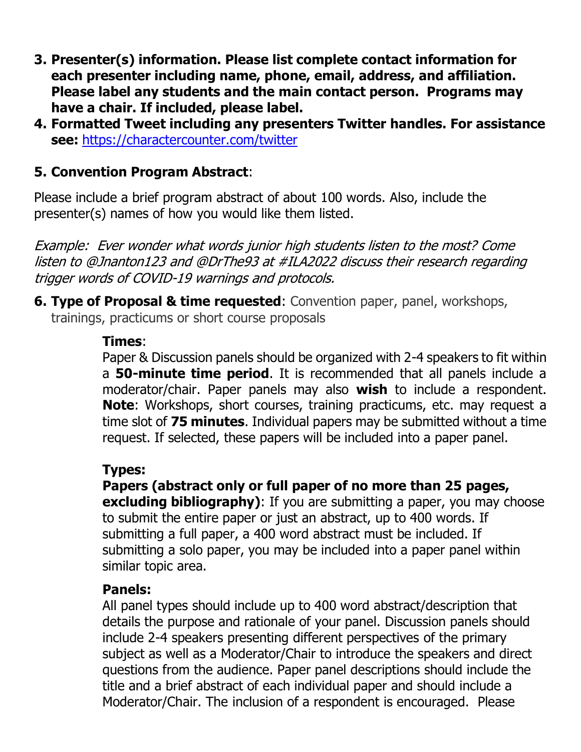3. **Presenter(s) information. Please list complete contact information for each presenter including name, phone, email, address, and affiliation. Please label any students and the main contact person. Programs may have a chair. If included, please label.**
4. **Formatted Tweet including any presenters Twitter handles. For assistance see:** [https://charactercounter.com/twitter](https://charactercounter.com/twitter)

5. **Convention Program Abstract**:

Please include a brief program abstract of about 100 words. Also, include the presenter(s) names of how you would like them listed.

*Example: Ever wonder what words junior high students listen to the most? Come listen to @Jnanton123 and @DrThe93 at #ILA2022 discuss their research regarding trigger words of COVID-19 warnings and protocols.*

6. **Type of Proposal & time requested**: Convention paper, panel, workshops, trainings, practicums or short course proposals

   **Times**:
   Paper & Discussion panels should be organized with 2-4 speakers to fit within a **50-minute time period**. It is recommended that all panels include a moderator/chair. Paper panels may also **wish** to include a respondent. **Note**: Workshops, short courses, training practicums, etc. may request a time slot of **75 minutes**. Individual papers may be submitted without a time request. If selected, these papers will be included into a paper panel.

   **Types:**
   **Papers (abstract only or full paper of no more than 25 pages, excluding bibliography)**: If you are submitting a paper, you may choose to submit the entire paper or just an abstract, up to 400 words. If submitting a full paper, a 400 word abstract must be included. If submitting a solo paper, you may be included into a paper panel within similar topic area.

   **Panels:**
   All panel types should include up to 400 word abstract/description that details the purpose and rationale of your panel. Discussion panels should include 2-4 speakers presenting different perspectives of the primary subject as well as a Moderator/Chair to introduce the speakers and direct questions from the audience. Paper panel descriptions should include the title and a brief abstract of each individual paper and should include a Moderator/Chair. The inclusion of a respondent is encouraged. Please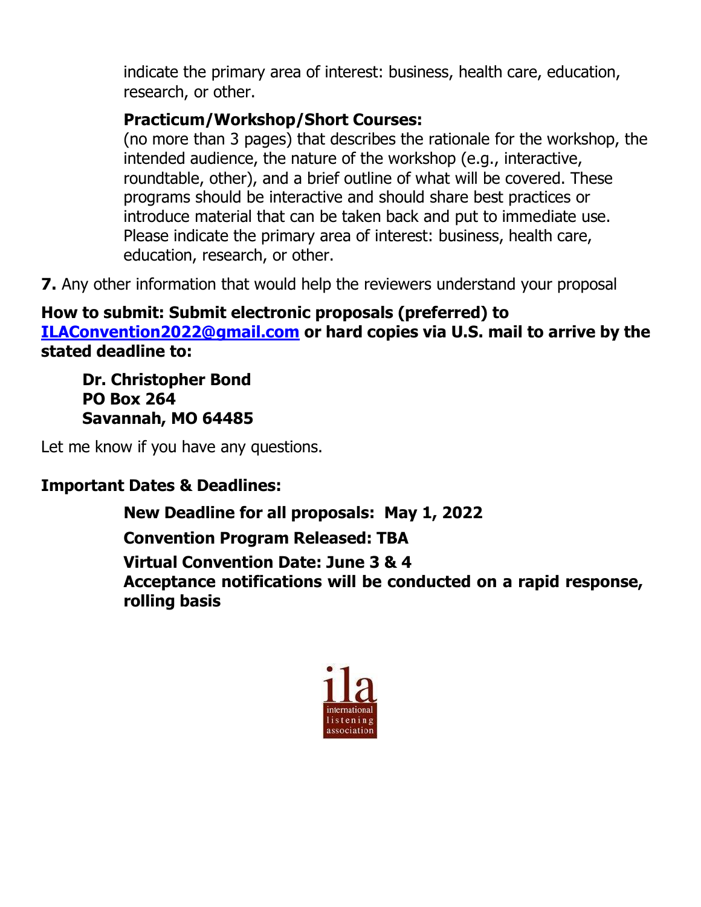indicate the primary area of interest: business, health care, education, research, or other.

**Practicum/Workshop/Short Courses:**
(no more than 3 pages) that describes the rationale for the workshop, the intended audience, the nature of the workshop (e.g., interactive, roundtable, other), and a brief outline of what will be covered. These programs should be interactive and should share best practices or introduce material that can be taken back and put to immediate use. Please indicate the primary area of interest: business, health care, education, research, or other.

**7.** Any other information that would help the reviewers understand your proposal

**How to submit: Submit electronic proposals (preferred) to [ILAConvention2022@gmail.com](mailto:ILAConvention2022@gmail.com) or hard copies via U.S. mail to arrive by the stated deadline to:**

> **Dr. Christopher Bond**
> **PO Box 264**
> **Savannah, MO 64485**

Let me know if you have any questions.

**Important Dates & Deadlines:**

> **New Deadline for all proposals: May 1, 2022**
>
> **Convention Program Released: TBA**
>
> **Virtual Convention Date: June 3 & 4**
> **Acceptance notifications will be conducted on a rapid response, rolling basis**

ila
international
listening
association